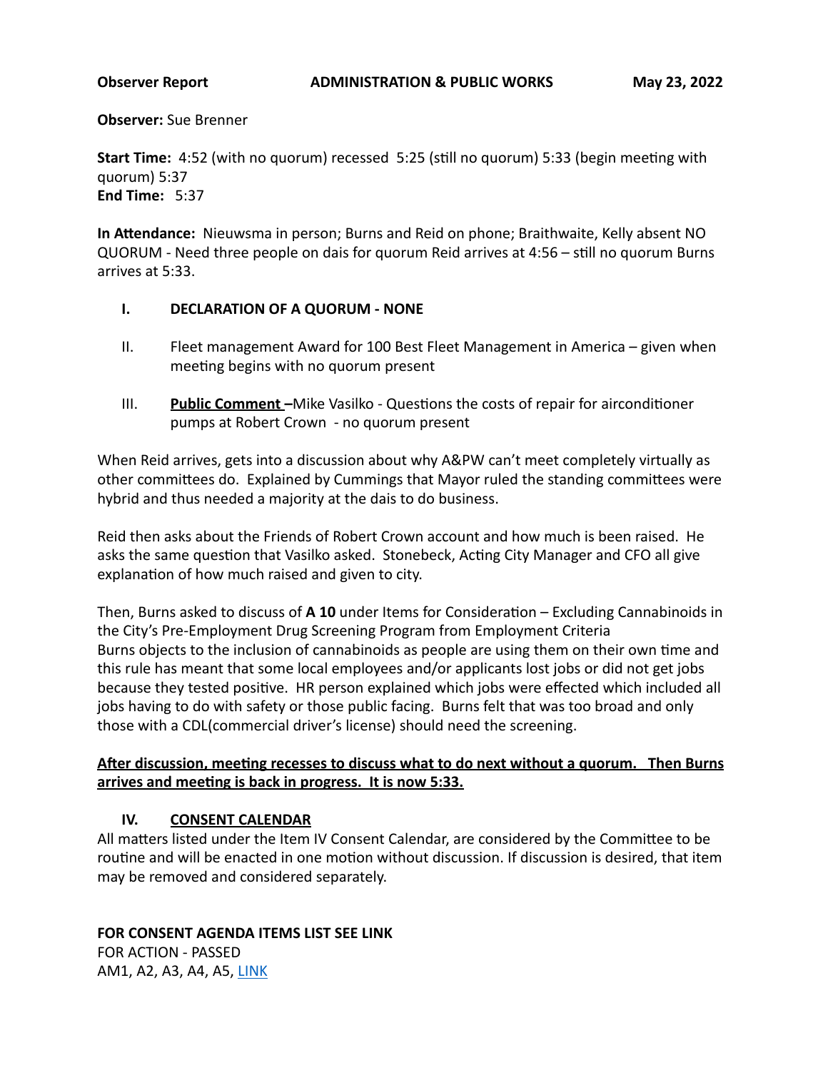**Observer Report** **ADMINISTRATION & PUBLIC WORKS** **May 23, 2022**

**Observer:** Sue Brenner

**Start Time:** 4:52 (with no quorum) recessed 5:25 (still no quorum) 5:33 (begin meeting with quorum) 5:37
**End Time:** 5:37

**In Attendance:** Nieuwsma in person; Burns and Reid on phone; Braithwaite, Kelly absent NO QUORUM - Need three people on dais for quorum Reid arrives at 4:56 – still no quorum Burns arrives at 5:33.

I. **DECLARATION OF A QUORUM - NONE**

II. Fleet management Award for 100 Best Fleet Management in America – given when meeting begins with no quorum present

III. **Public Comment –**Mike Vasilko - Questions the costs of repair for airconditioner pumps at Robert Crown - no quorum present

When Reid arrives, gets into a discussion about why A&PW can't meet completely virtually as other committees do. Explained by Cummings that Mayor ruled the standing committees were hybrid and thus needed a majority at the dais to do business.

Reid then asks about the Friends of Robert Crown account and how much is been raised. He asks the same question that Vasilko asked. Stonebeck, Acting City Manager and CFO all give explanation of how much raised and given to city.

Then, Burns asked to discuss of **A 10** under Items for Consideration – Excluding Cannabinoids in the City's Pre-Employment Drug Screening Program from Employment Criteria
Burns objects to the inclusion of cannabinoids as people are using them on their own time and this rule has meant that some local employees and/or applicants lost jobs or did not get jobs because they tested positive. HR person explained which jobs were effected which included all jobs having to do with safety or those public facing. Burns felt that was too broad and only those with a CDL(commercial driver's license) should need the screening.

**After discussion, meeting recesses to discuss what to do next without a quorum. Then Burns arrives and meeting is back in progress. It is now 5:33.**

IV. **CONSENT CALENDAR**

All matters listed under the Item IV Consent Calendar, are considered by the Committee to be routine and will be enacted in one motion without discussion. If discussion is desired, that item may be removed and considered separately.

**FOR CONSENT AGENDA ITEMS LIST SEE LINK**
FOR ACTION - PASSED
AM1, A2, A3, A4, A5, LINK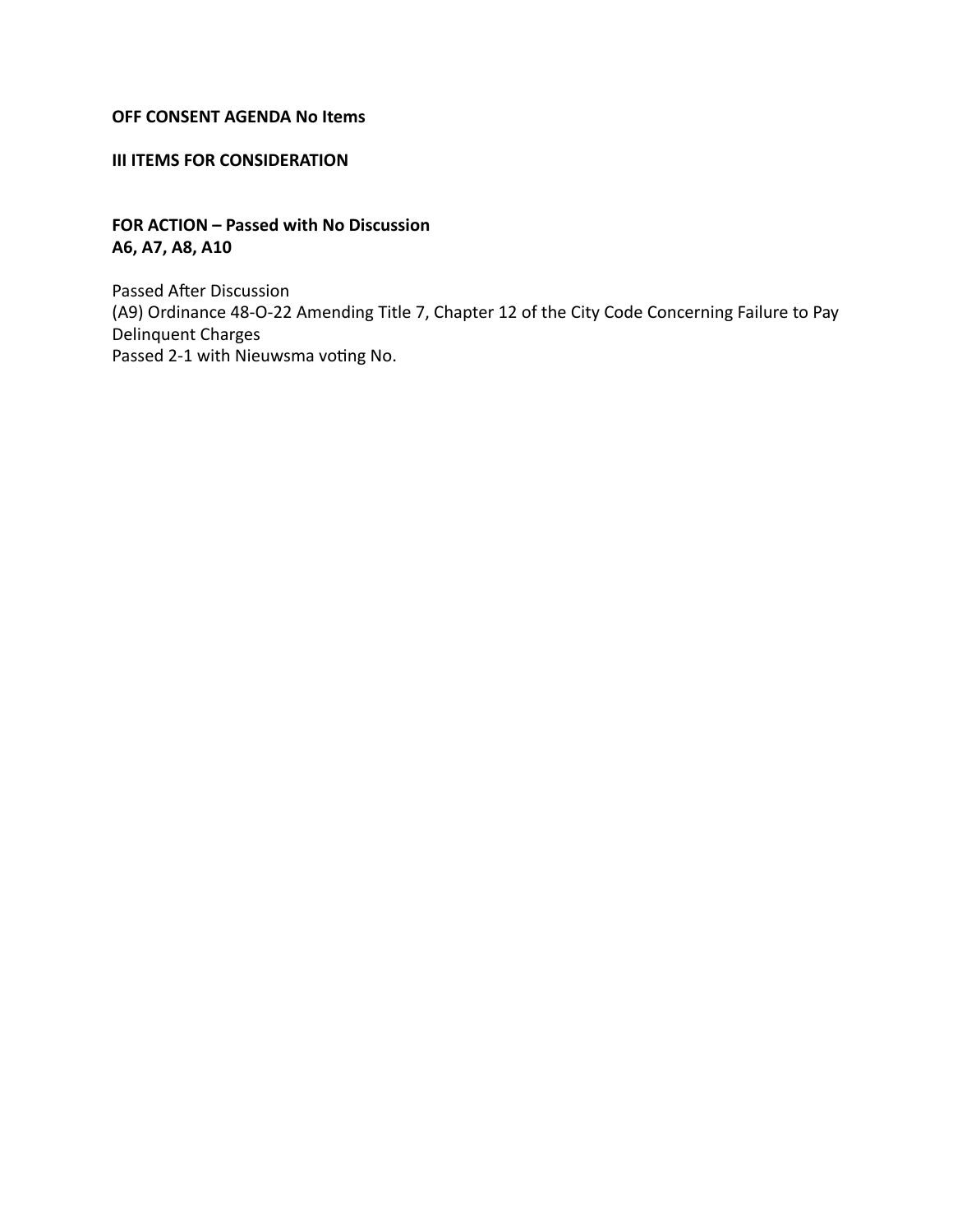**OFF CONSENT AGENDA No Items**

**III ITEMS FOR CONSIDERATION**

**FOR ACTION – Passed with No Discussion**
**A6, A7, A8, A10**

Passed After Discussion
(A9) Ordinance 48-O-22 Amending Title 7, Chapter 12 of the City Code Concerning Failure to Pay Delinquent Charges
Passed 2-1 with Nieuwsma voting No.